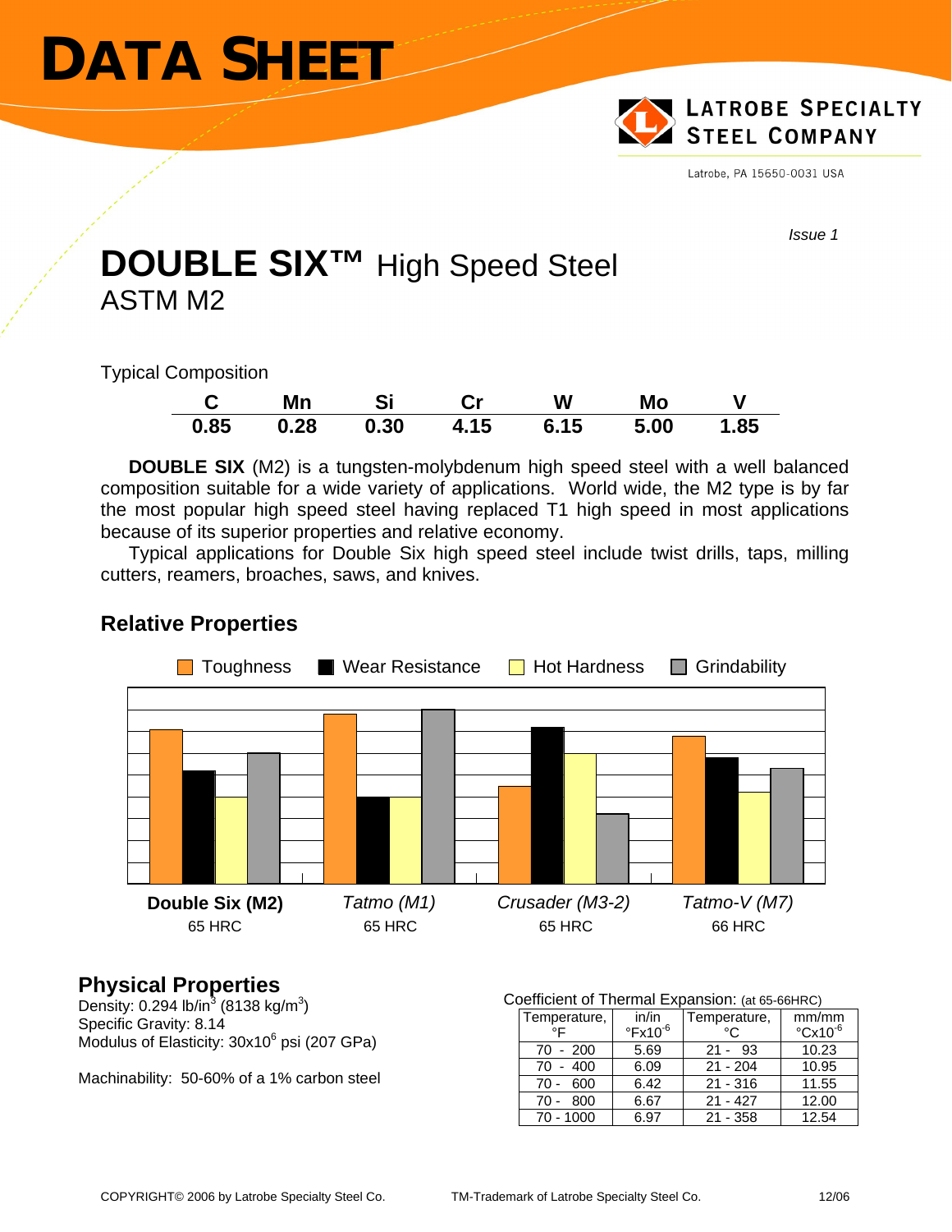# DATA SHEET

LATROBE SPECIALTY STEEL COMPANY

Latrobe, PA 15650-0031 USA

*Issue 1*

# DOUBLE SIX™ High Speed Steel
## ASTM M2

Typical Composition

| C | Mn | Si | Cr | W | Mo | V |
|---|---|---|---|---|---|---|
| 0.85 | 0.28 | 0.30 | 4.15 | 6.15 | 5.00 | 1.85 |

**DOUBLE SIX** (M2) is a tungsten-molybdenum high speed steel with a well balanced composition suitable for a wide variety of applications. World wide, the M2 type is by far the most popular high speed steel having replaced T1 high speed in most applications because of its superior properties and relative economy.

Typical applications for Double Six high speed steel include twist drills, taps, milling cutters, reamers, broaches, saws, and knives.

## Relative Properties

Toughness | Wear Resistance | Hot Hardness | Grindability

**Double Six (M2)** 65 HRC | *Tatmo (M1)* 65 HRC | *Crusader (M3-2)* 65 HRC | *Tatmo-V (M7)* 66 HRC

## Physical Properties

Density: 0.294 lb/in$^3$ (8138 kg/m$^3$)
Specific Gravity: 8.14
Modulus of Elasticity: 30x10$^6$ psi (207 GPa)

Machinability: 50-60% of a 1% carbon steel

Coefficient of Thermal Expansion: (at 65-66HRC)

| Temperature, °F | in/in °Fx10$^{-6}$ | Temperature, °C | mm/mm °Cx10$^{-6}$ |
|---|---|---|---|
| 70 - 200 | 5.69 | 21 - 93 | 10.23 |
| 70 - 400 | 6.09 | 21 - 204 | 10.95 |
| 70 - 600 | 6.42 | 21 - 316 | 11.55 |
| 70 - 800 | 6.67 | 21 - 427 | 12.00 |
| 70 - 1000 | 6.97 | 21 - 358 | 12.54 |

COPYRIGHT© 2006 by Latrobe Specialty Steel Co. TM-Trademark of Latrobe Specialty Steel Co. 12/06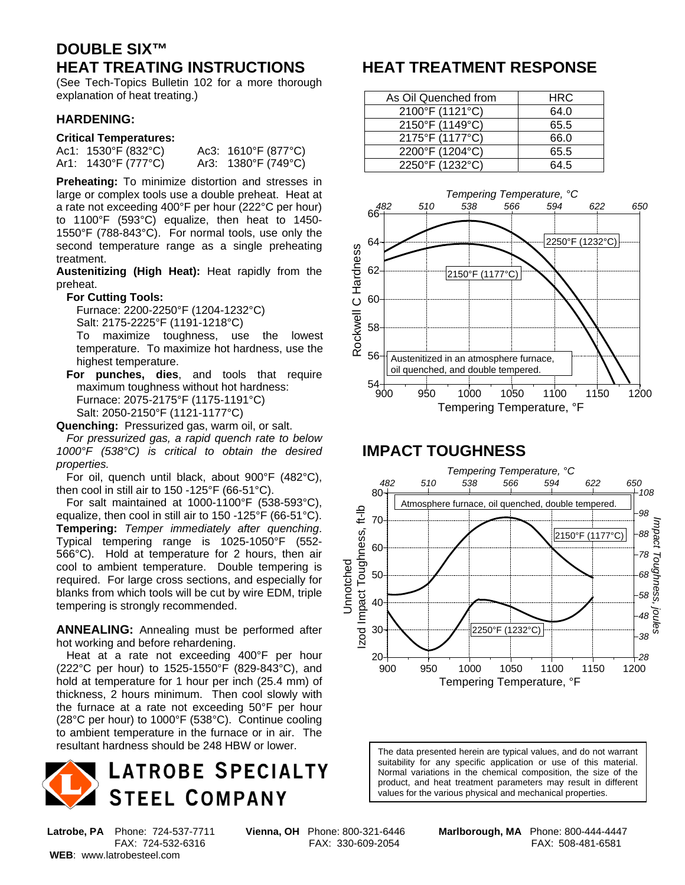# DOUBLE SIX™
# HEAT TREATING INSTRUCTIONS

(See Tech-Topics Bulletin 102 for a more thorough explanation of heat treating.)

## HARDENING:

### Critical Temperatures:

| | |
|---|---|
| Ac1: 1530°F (832°C) | Ac3: 1610°F (877°C) |
| Ar1: 1430°F (777°C) | Ar3: 1380°F (749°C) |

**Preheating:** To minimize distortion and stresses in large or complex tools use a double preheat. Heat at a rate not exceeding 400°F per hour (222°C per hour) to 1100°F (593°C) equalize, then heat to 1450-1550°F (788-843°C). For normal tools, use only the second temperature range as a single preheating treatment.

**Austenitizing (High Heat):** Heat rapidly from the preheat.

**For Cutting Tools:**
Furnace: 2200-2250°F (1204-1232°C)
Salt: 2175-2225°F (1191-1218°C)
To maximize toughness, use the lowest temperature. To maximize hot hardness, use the highest temperature.

**For punches, dies**, and tools that require maximum toughness without hot hardness:
Furnace: 2075-2175°F (1175-1191°C)
Salt: 2050-2150°F (1121-1177°C)

**Quenching:** Pressurized gas, warm oil, or salt.

*For pressurized gas, a rapid quench rate to below 1000°F (538°C) is critical to obtain the desired properties.*

For oil, quench until black, about 900°F (482°C), then cool in still air to 150 -125°F (66-51°C).

For salt maintained at 1000-1100°F (538-593°C), equalize, then cool in still air to 150 -125°F (66-51°C).

**Tempering:** *Temper immediately after quenching*. Typical tempering range is 1025-1050°F (552-566°C). Hold at temperature for 2 hours, then air cool to ambient temperature. Double tempering is required. For large cross sections, and especially for blanks from which tools will be cut by wire EDM, triple tempering is strongly recommended.

**ANNEALING:** Annealing must be performed after hot working and before rehardening.

Heat at a rate not exceeding 400°F per hour (222°C per hour) to 1525-1550°F (829-843°C), and hold at temperature for 1 hour per inch (25.4 mm) of thickness, 2 hours minimum. Then cool slowly with the furnace at a rate not exceeding 50°F per hour (28°C per hour) to 1000°F (538°C). Continue cooling to ambient temperature in the furnace or in air. The resultant hardness should be 248 HBW or lower.

LATROBE SPECIALTY STEEL COMPANY

# HEAT TREATMENT RESPONSE

| As Oil Quenched from | HRC |
|---|---|
| 2100°F (1121°C) | 64.0 |
| 2150°F (1149°C) | 65.5 |
| 2175°F (1177°C) | 66.0 |
| 2200°F (1204°C) | 65.5 |
| 2250°F (1232°C) | 64.5 |

Tempering Temperature, °C
482 510 538 566 594 622 650
Rockwell C Hardness
66 64 62 60 58 56 54
2250°F (1232°C)
2150°F (1177°C)
Austenitized in an atmosphere furnace, oil quenched, and double tempered.
900 950 1000 1050 1100 1150 1200
Tempering Temperature, °F

# IMPACT TOUGHNESS

Tempering Temperature, °C
482 510 538 566 594 622 650
Unnotched Izod Impact Toughness, ft-lb
80 70 60 50 40 30 20
Impact Toughness, joules
108 98 88 78 68 58 48 38 28
Atmosphere furnace, oil quenched, double tempered.
2150°F (1177°C)
2250°F (1232°C)
900 950 1000 1050 1100 1150 1200
Tempering Temperature, °F

The data presented herein are typical values, and do not warrant suitability for any specific application or use of this material. Normal variations in the chemical composition, the size of the product, and heat treatment parameters may result in different values for the various physical and mechanical properties.

**Latrobe, PA** Phone: 724-537-7711 FAX: 724-532-6316
**WEB**: www.latrobesteel.com
**Vienna, OH** Phone: 800-321-6446 FAX: 330-609-2054
**Marlborough, MA** Phone: 800-444-4447 FAX: 508-481-6581